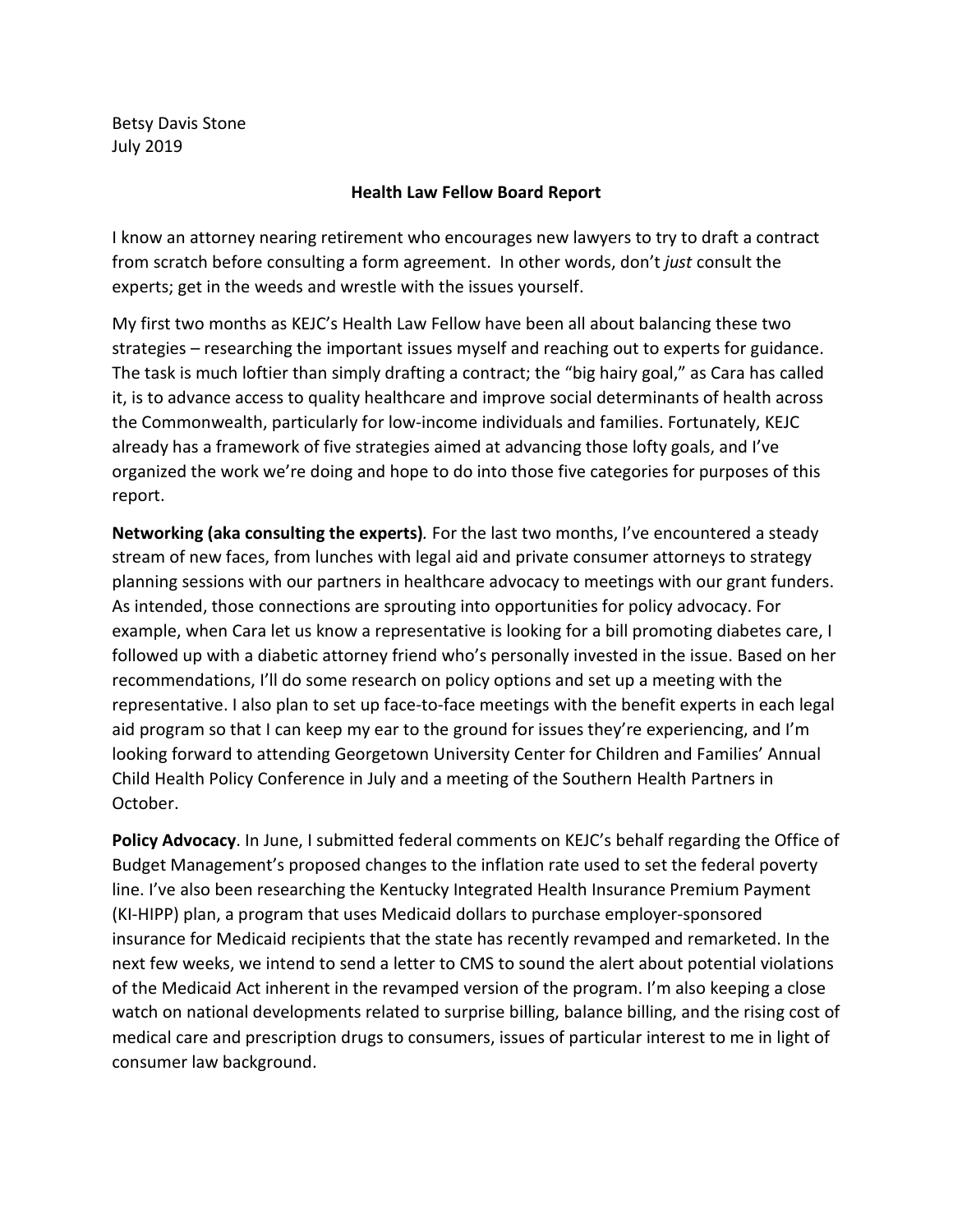Betsy Davis Stone
July 2019

**Health Law Fellow Board Report**

I know an attorney nearing retirement who encourages new lawyers to try to draft a contract from scratch before consulting a form agreement. In other words, don't *just* consult the experts; get in the weeds and wrestle with the issues yourself.

My first two months as KEJC's Health Law Fellow have been all about balancing these two strategies – researching the important issues myself and reaching out to experts for guidance. The task is much loftier than simply drafting a contract; the "big hairy goal," as Cara has called it, is to advance access to quality healthcare and improve social determinants of health across the Commonwealth, particularly for low-income individuals and families. Fortunately, KEJC already has a framework of five strategies aimed at advancing those lofty goals, and I've organized the work we're doing and hope to do into those five categories for purposes of this report.

**Networking (aka consulting the experts)***.* For the last two months, I've encountered a steady stream of new faces, from lunches with legal aid and private consumer attorneys to strategy planning sessions with our partners in healthcare advocacy to meetings with our grant funders. As intended, those connections are sprouting into opportunities for policy advocacy. For example, when Cara let us know a representative is looking for a bill promoting diabetes care, I followed up with a diabetic attorney friend who's personally invested in the issue. Based on her recommendations, I'll do some research on policy options and set up a meeting with the representative. I also plan to set up face-to-face meetings with the benefit experts in each legal aid program so that I can keep my ear to the ground for issues they're experiencing, and I'm looking forward to attending Georgetown University Center for Children and Families' Annual Child Health Policy Conference in July and a meeting of the Southern Health Partners in October.

**Policy Advocacy**. In June, I submitted federal comments on KEJC's behalf regarding the Office of Budget Management's proposed changes to the inflation rate used to set the federal poverty line. I've also been researching the Kentucky Integrated Health Insurance Premium Payment (KI-HIPP) plan, a program that uses Medicaid dollars to purchase employer-sponsored insurance for Medicaid recipients that the state has recently revamped and remarketed. In the next few weeks, we intend to send a letter to CMS to sound the alert about potential violations of the Medicaid Act inherent in the revamped version of the program. I'm also keeping a close watch on national developments related to surprise billing, balance billing, and the rising cost of medical care and prescription drugs to consumers, issues of particular interest to me in light of consumer law background.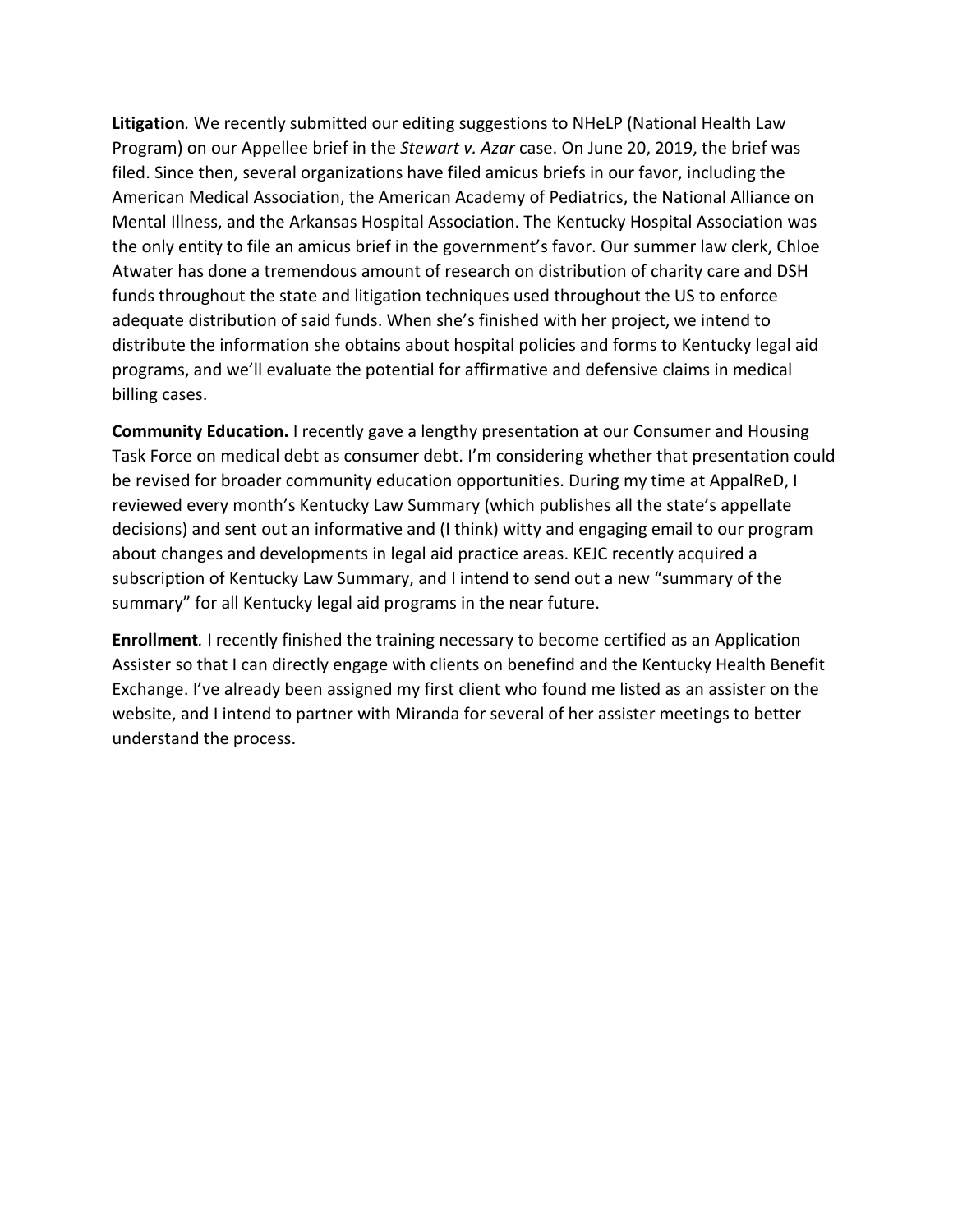**Litigation***.* We recently submitted our editing suggestions to NHeLP (National Health Law Program) on our Appellee brief in the *Stewart v. Azar* case. On June 20, 2019, the brief was filed. Since then, several organizations have filed amicus briefs in our favor, including the American Medical Association, the American Academy of Pediatrics, the National Alliance on Mental Illness, and the Arkansas Hospital Association. The Kentucky Hospital Association was the only entity to file an amicus brief in the government's favor. Our summer law clerk, Chloe Atwater has done a tremendous amount of research on distribution of charity care and DSH funds throughout the state and litigation techniques used throughout the US to enforce adequate distribution of said funds. When she's finished with her project, we intend to distribute the information she obtains about hospital policies and forms to Kentucky legal aid programs, and we'll evaluate the potential for affirmative and defensive claims in medical billing cases.

**Community Education.** I recently gave a lengthy presentation at our Consumer and Housing Task Force on medical debt as consumer debt. I'm considering whether that presentation could be revised for broader community education opportunities. During my time at AppalReD, I reviewed every month's Kentucky Law Summary (which publishes all the state's appellate decisions) and sent out an informative and (I think) witty and engaging email to our program about changes and developments in legal aid practice areas. KEJC recently acquired a subscription of Kentucky Law Summary, and I intend to send out a new "summary of the summary" for all Kentucky legal aid programs in the near future.

**Enrollment***.* I recently finished the training necessary to become certified as an Application Assister so that I can directly engage with clients on benefind and the Kentucky Health Benefit Exchange. I've already been assigned my first client who found me listed as an assister on the website, and I intend to partner with Miranda for several of her assister meetings to better understand the process.